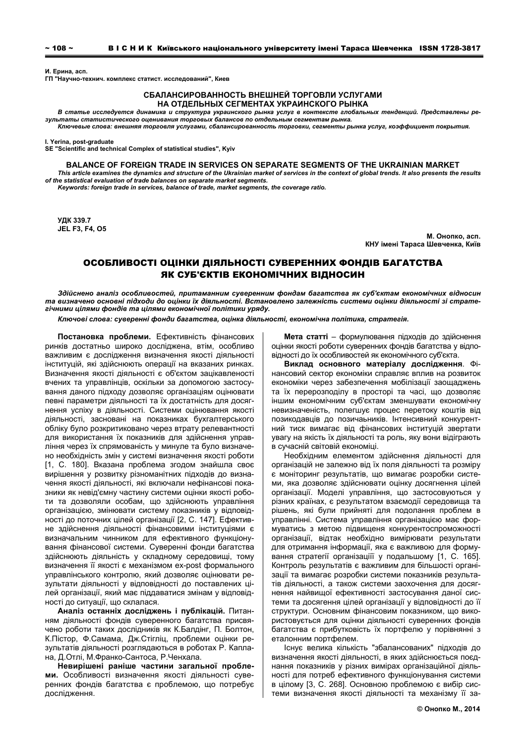И. Ерина, асп.
ГП "Научно-технич. комплекс статист. исследований", Киев

## СБАЛАНСИРОВАННОСТЬ ВНЕШНЕЙ ТОРГОВЛИ УСЛУГАМИ НА ОТДЕЛЬНЫХ СЕГМЕНТАХ УКРАИНСКОГО РЫНКА

*В статье исследуется динамика и структура украинского рынка услуг в контексте глобальных тенденций. Представлены результаты статистического оценивания торговых балансов по отдельным сегментам рынка.*

*Ключевые слова: внешняя торговля услугами, сбалансированность торговли, сегменты рынка услуг, коэффициент покрытия.*

I. Yerina, post-graduate
SE "Scientific and technical Complex of statistical studies", Kyiv

## BALANCE OF FOREIGN TRADE IN SERVICES ON SEPARATE SEGMENTS OF THE UKRAINIAN MARKET

*This article examines the dynamics and structure of the Ukrainian market of services in the context of global trends. It also presents the results of the statistical evaluation of trade balances on separate market segments.*

*Keywords: foreign trade in services, balance of trade, market segments, the coverage ratio.*

УДК 339.7
JEL F3, F4, O5

М. Онопко, асп.
КНУ імені Тараса Шевченка, Київ

# ОСОБЛИВОСТІ ОЦІНКИ ДІЯЛЬНОСТІ СУВЕРЕННИХ ФОНДІВ БАГАТСТВА ЯК СУБ'ЄКТІВ ЕКОНОМІЧНИХ ВІДНОСИН

*Здійснено аналіз особливостей, притаманним суверенним фондам багатства як суб'єктам економічних відносин та визначено основні підходи до оцінки їх діяльності. Встановлено залежність системи оцінки діяльності зі стратегічними цілями фондів та цілями економічної політики уряду.*

*Ключові слова: суверенні фонди багатства, оцінка діяльності, економічна політика, стратегія.*

**Постановка проблеми.** Ефективність фінансових ринків достатньо широко досліджена, втім, особливо важливим є дослідження визначення якості діяльності інституцій, які здійснюють операції на вказаних ринках. Визначення якості діяльності є об'єктом зацікавленості вчених та управлінців, оскільки за допомогою застосування даного підходу дозволяє організаціям оцінювати певні параметри діяльності та їх достатність для досягнення успіху в діяльності. Системи оцінювання якості діяльності, засновані на показниках бухгалтерського обліку було розкритиковано через втрату релевантності для використання їх показників для здійснення управління через їх спрямованість у минуле та було визначено необхідність змін у системі визначення якості роботи [1, С. 180]. Вказана проблема згодом знайшла своє вирішення у розвитку різноманітних підходів до визначення якості діяльності, які включали нефінансові показники як невід'ємну частину системи оцінки якості роботи та дозволяли особам, що здійснюють управління організацією, змінювати систему показників у відповідності до поточних цілей організації [2, С. 147]. Ефективне здійснення діяльності фінансовими інституціями є визначальним чинником для ефективного функціонування фінансової системи. Суверенні фонди багатства здійснюють діяльність у складному середовищі, тому визначення її якості є механізмом ex-post формального управлінського контролю, який дозволяє оцінювати результати діяльності у відповідності до поставлених цілей організації, який має піддаватися змінам у відповідності до ситуації, що склалася.

**Аналіз останніх досліджень і публікацій.** Питанням діяльності фондів суверенного багатства присвячено роботи таких дослідників як К.Балдінг, П. Болтон, К.Пістор, Ф.Самама, Дж.Стігліц, проблеми оцінки результатів діяльності розглядаються в роботах Р. Каплана, Д.Отлі, М.Франко-Сантоса, Р.Ченхала.

**Невирішені раніше частини загальної проблеми.** Особливості визначення якості діяльності суверенних фондів багатства є проблемою, що потребує дослідження.

**Мета статті** – формулювання підходів до здійснення оцінки якості роботи суверенних фондів багатства у відповідності до їх особливостей як економічного суб'єкта.

**Виклад основного матеріалу дослідження**. Фінансовий сектор економіки справляє вплив на розвиток економіки через забезпечення мобілізації заощаджень та їх перерозподілу в просторі та часі, що дозволяє іншим економічним суб'єктам зменшувати економічну невизначеність, полегшує процес перетоку коштів від позикодавців до позичальників. Інтенсивний конкурентний тиск вимагає від фінансових інституцій звертати увагу на якість їх діяльності та роль, яку вони відіграють в сучасній світовій економіці.

Необхідним елементом здійснення діяльності для організацій не залежно від їх поля діяльності та розміру є моніторинг результатів, що вимагає розробки системи, яка дозволяє здійснювати оцінку досягнення цілей організації. Моделі управління, що застосовуються у різних країнах, є результатом взаємодії середовища та рішень, які були прийняті для подолання проблем в управлінні. Система управління організацією має формуватись з метою підвищення конкурентоспроможності організації, відтак необхідно вимірювати результати для отримання інформації, яка є важливою для формування стратегії організації у подальшому [1, С. 165]. Контроль результатів є важливим для більшості організацій та вимагає розробки системи показників результатів діяльності, а також системи заохочення для досягнення найвищої ефективності застосування даної системи та досягнення цілей організації у відповідності до її структури. Основним фінансовим показником, що використовується для оцінки діяльності суверенних фондів багатства є прибутковість їх портфелю у порівнянні з еталонним портфелем.

Існує велика кількість "збалансованих" підходів до визначення якості діяльності, в яких здійснюється поєднання показників у різних вимірах організаційної діяльності для потреб ефективного функціонування системи в цілому [3, С. 268]. Основною проблемою є вибір системи визначення якості діяльності та механізму її за-

© Онопко М., 2014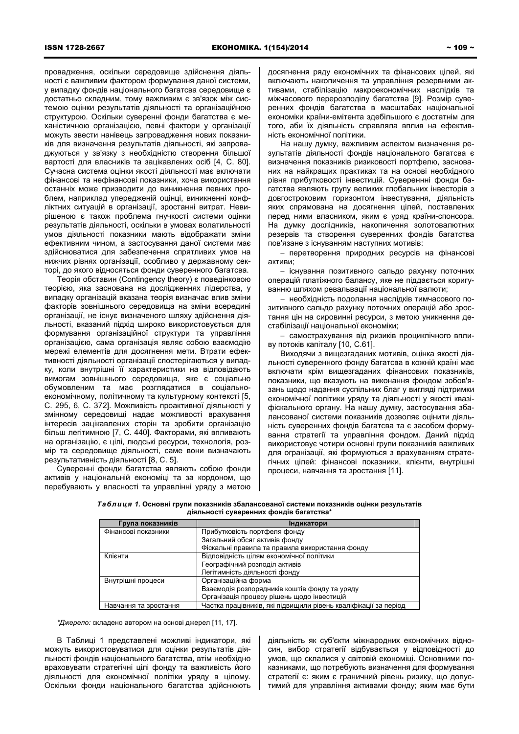провадження, оскільки середовище здійснення діяльності є важливим фактором формування даної системи, у випадку фондів національного багатсва середовище є достатньо складним, тому важливим є зв'язок між системою оцінки результатів діяльності та організаційною структурою. Оскільки суверенні фонди багатства є механістичною організацією, певні фактори у організації можуть звести нанівець запровадження нових показників для визначення результатів діяльності, які запроваджуються у зв'язку з необхідністю створення більшої вартості для власників та зацікавлених осіб [4, С. 80]. Сучасна система оцінки якості діяльності має включати фінансові та нефінансові показники, хоча використання останніх може призводити до виникнення певних проблем, наприклад упередженій оцінці, виникненні конфліктних ситуацій в організації, зростанні витрат. Невирішеною є також проблема гнучкості системи оцінки результатів діяльності, оскільки в умовах волатильності умов діяльності показники мають відображати зміни ефективним чином, а застосування даної системи має здійснюватися для забезпечення сприятливих умов на нижчих рівнях організації, особливо у державному секторі, до якого відносяться фонди суверенного багатства.

Теорія обставин (Contingency theory) є поведінковою теорією, яка заснована на дослідженнях лідерства, у випадку організацій вказана теорія визначає вплив зміни факторів зовнішнього середовища на зміни всередині організації, не існує визначеного шляху здійснення діяльності, вказаний підхід широко використовується для формування організаційної структури та управління організацією, сама організація являє собою взаємодію мережі елементів для досягнення мети. Втрати ефективності діяльності організації спостерігаються у випадку, коли внутрішні її характеристики на відповідають вимогам зовнішнього середовища, яке є соціально обумовленим та має розглядатися в соціально-економічному, політичному та культурному контексті [5, С. 295, 6, С. 372]. Можливість проактивної діяльності у змінному середовищі надає можливості врахування інтересів зацікавлених сторін та зробити організацію більш легітимною [7, С. 440]. Факторами, які впливають на організацію, є цілі, людські ресурси, технологія, розмір та середовище діяльності, саме вони визначають результативність діяльності [8, С. 5].

Суверенні фонди багатства являють собою фонди активів у національній економіці та за кордоном, що перебувають у власності та управлінні уряду з метою досягнення ряду економічних та фінансових цілей, які включають накопичення та управління резервними активами, стабілізацію макроекономічних наслідків та міжчасового перерозподілу багатства [9]. Розмір суверенних фондів багатства в масштабах національної економіки країни-емітента здебільшого є достатнім для того, аби їх діяльність справляла вплив на ефективність економічної політики.

На нашу думку, важливим аспектом визначення результатів діяльності фондів національного багатсва є визначення показників ризиковості портфелю, заснованих на найкращих практиках та на основі необхідного рівня прибутковості інвестицій. Суверенні фонди багатства являють групу великих глобальних інвесторів з довгостроковим горизонтом інвестування, діяльність яких спрямована на досягнення цілей, поставлених перед ними власником, яким є уряд країни-спонсора. На думку дослідників, накопичення золотовалютних резервів та створення суверенних фондів багатства пов'язане з існуванням наступних мотивів:

- перетворення природних ресурсів на фінансові активи;
- існування позитивного сальдо рахунку поточних операцій платіжного балансу, яке не піддається коригуванню шляхом ревальвації національної валюти;
- необхідність подолання наслідків тимчасового позитивного сальдо рахунку поточних операцій або зростання цін на сировинні ресурси, с метою уникнення дестабілізації національної економіки;
- самострахування від ризиків проциклічного впливу потоків капіталу [10, С.61].

Виходячи з вищезгаданих мотивів, оцінка якості діяльності суверенного фонду багатсва в кожній країні має включати крім вищезгаданих фінансових показників, показники, що вказують на виконання фондом зобов'язань щодо надання суспільних благ у вигляді підтримки економічної політики уряду та діяльності у якості квазіфіскального органу. На нашу думку, застосування збалансованої системи показників дозволяє оцінити діяльність суверенних фондів багатства та є засобом формування стратегії та управління фондом. Даний підхід використовує чотири основні групи показників важливих для огранізації, які формуються з врахуванням стратегічних цілей: фінансові показники, клієнти, внутрішні процеси, навчання та зростання [11].

***Таблиця 1.*** **Основні групи показників збалансованої системи показників оцінки результатів діяльності суверенних фондів багатства***

| Група показників | Індикатори |
|---|---|
| Фінансові показники | Прибутковість портфеля фонду |
| | Загальний обсяг активів фонду |
| | Фіскальні правила та правила використання фонду |
| Клієнти | Відповідність цілям економічної політики |
| | Географічний розподіл активів |
| | Легітимність діяльності фонду |
| Внутрішні процеси | Організаційна форма |
| | Взаємодія розпорядників коштів фонду та уряду |
| | Організація процесу рішень щодо інвестицій |
| Навчання та зростання | Частка працівників, які підвищили рівень кваліфікації за період |

**Джерело:* складено автором на основі джерел [11, 17].

В Таблиці 1 представлені можливі індикатори, які можуть використовуватися для оцінки результатів діяльності фондів національного багатства, втім необхідно враховувати стратегічні цілі фонду та важливість його діяльності для економічної політики уряду в цілому. Оскільки фонди національного багатства здійснюють діяльність як суб'єкти міжнародних економічних відносин, вибор стратегії відбувається у відповідності до умов, що склалися у світовій економіці. Основними показниками, що потребують визначення для формування стратегії є: яким є граничний рівень ризику, що допустимий для управління активами фонду; яким має бути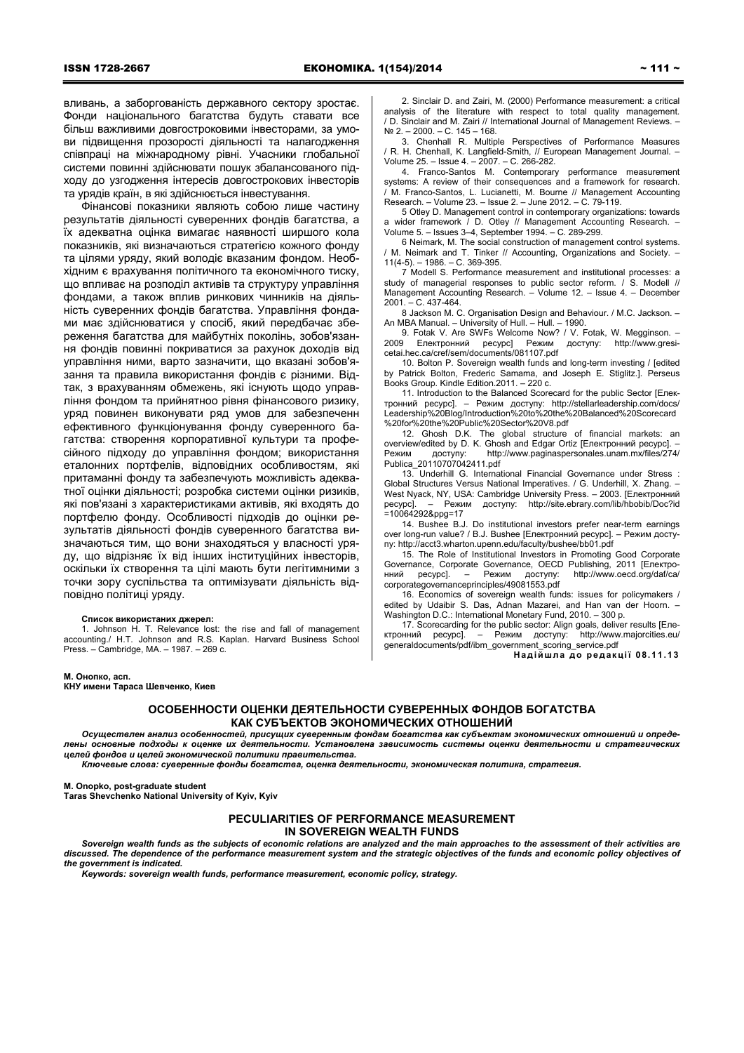вливань, а заборгованість державного сектору зростає. Фонди національного багатства будуть ставати все більш важливими довгостроковими інвесторами, за умови підвищення прозорості діяльності та налагодження співпраці на міжнародному рівні. Учасники глобальної системи повинні здійснювати пошук збалансованого підходу до узгодження інтересів довгострокових інвесторів та урядів країн, в які здійснюється інвестування.

Фінансові показники являють собою лише частину результатів діяльності суверенних фондів багатства, а їх адекватна оцінка вимагає наявності ширшого кола показників, які визначаються стратегією кожного фонду та цілями уряду, який володіє вказаним фондом. Необхідним є врахування політичного та економічного тиску, що впливає на розподіл активів та структуру управління фондами, а також вплив ринкових чинників на діяльність суверенних фондів багатства. Управління фондами має здійснюватися у спосіб, який передбачає збереження багатства для майбутніх поколінь, зобов'язання фондів повинні покриватися за рахунок доходів від управління ними, варто зазначити, що вказані зобов'язання та правила використання фондів є різними. Відтак, з врахуванням обмежень, які існують щодо управління фондом та прийнятноо рівня фінансового ризику, уряд повинен виконувати ряд умов для забезпеченн ефективного функціонування фонду суверенного багатства: створення корпоративної культури та професійного підходу до управління фондом; використання еталонних портфелів, відповідних особливостям, які притаманні фонду та забезпечують можливість адекватної оцінки діяльності; розробка системи оцінки ризиків, які пов'язані з характеристиками активів, які входять до портфелю фонду. Особливості підходів до оцінки результатів діяльності фондів суверенного багатства визначаються тим, що вони знаходяться у власності уряду, що відрізняє їх від інших інституційних інвесторів, оскільки їх створення та цілі мають бути легітимними з точки зору суспільства та оптимізувати діяльність відповідно політиці уряду.

**Список використаних джерел:**

1. Johnson H. T. Relevance lost: the rise and fall of management accounting./ H.T. Johnson and R.S. Kaplan. Harvard Business School Press. – Cambridge, MA. – 1987. – 269 с.
2. Sinclair D. and Zairi, M. (2000) Performance measurement: a critical analysis of the literature with respect to total quality management. / D. Sinclair and M. Zairi // International Journal of Management Reviews. – № 2. – 2000. – С. 145 – 168.
3. Chenhall R. Multiple Perspectives of Performance Measures / R. H. Chenhall, K. Langfield-Smith, // European Management Journal. – Volume 25. – Issue 4. – 2007. – С. 266-282.
4. Franco-Santos M. Contemporary performance measurement systems: A review of their consequences and a framework for research. / M. Franco-Santos, L. Lucianetti, M. Bourne // Management Accounting Research. – Volume 23. – Issue 2. – June 2012. – С. 79-119.
5. Otley D. Management control in contemporary organizations: towards a wider framework / D. Otley // Management Accounting Research. – Volume 5. – Issues 3–4, September 1994. – С. 289-299.
6. Neimark, M. The social construction of management control systems. / M. Neimark and T. Tinker // Accounting, Organizations and Society. – 11(4-5). – 1986. – С. 369-395.
7. Modell S. Performance measurement and institutional processes: a study of managerial responses to public sector reform. / S. Modell // Management Accounting Research. – Volume 12. – Issue 4. – December 2001. – С. 437-464.
8. Jackson M. C. Organisation Design and Behaviour. / M.C. Jackson. – An MBA Manual. – University of Hull. – Hull. – 1990.
9. Fotak V. Are SWFs Welcome Now? / V. Fotak, W. Megginson. – 2009 Електронний ресурс] Режим доступу: http://www.gresi-cetai.hec.ca/cref/sem/documents/081107.pdf
10. Bolton P. Sovereign wealth funds and long-term investing / [edited by Patrick Bolton, Frederic Samama, and Joseph E. Stiglitz.]. Perseus Books Group. Kindle Edition.2011. – 220 с.
11. Introduction to the Balanced Scorecard for the public Sector [Електронний ресурс]. – Режим доступу: http://stellarleadership.com/docs/Leadership%20Blog/Introduction%20to%20the%20Balanced%20Scorecard%20for%20the%20Public%20Sector%20V8.pdf
12. Ghosh D.K. The global structure of financial markets: an overview/edited by D. K. Ghosh and Edgar Ortiz [Електронний ресурс]. – Режим доступу: http://www.paginaspersonales.unam.mx/files/274/Publica_20110707042411.pdf
13. Underhill G. International Financial Governance under Stress : Global Structures Versus National Imperatives. / G. Underhill, X. Zhang. – West Nyack, NY, USA: Cambridge University Press. – 2003. [Електронний ресурс]. – Режим доступу: http://site.ebrary.com/lib/hbobib/Doc?id=10064292&ppg=17
14. Bushee B.J. Do institutional investors prefer near-term earnings over long-run value? / B.J. Bushee [Електронний ресурс]. – Режим доступу: http://acct3.wharton.upenn.edu/faculty/bushee/bb01.pdf
15. The Role of Institutional Investors in Promoting Good Corporate Governance, Corporate Governance, OECD Publishing, 2011 [Електронний ресурс]. – Режим доступу: http://www.oecd.org/daf/ca/corporategovernanceprinciples/49081553.pdf
16. Economics of sovereign wealth funds: issues for policymakers / edited by Udaibir S. Das, Adnan Mazarei, and Han van der Hoorn. – Washington D.C.: International Monetary Fund, 2010. – 300 p.
17. Scorecarding for the public sector: Align goals, deliver results [Електронний ресурс]. – Режим доступу: http://www.majorcities.eu/generaldocuments/pdf/ibm_government_scoring_service.pdf

**Надійшла до редакції 08.11.13**

**М. Онопко, асп.**
**КНУ имени Тараса Шевченко, Киев**

## ОСОБЕННОСТИ ОЦЕНКИ ДЕЯТЕЛЬНОСТИ СУВЕРЕННЫХ ФОНДОВ БОГАТСТВА КАК СУБЪЕКТОВ ЭКОНОМИЧЕСКИХ ОТНОШЕНИЙ

***Осуществлен анализ особенностей, присущих суверенным фондам богатства как субъектам экономических отношений и определены основные подходы к оценке их деятельности. Установлена зависимость системы оценки деятельности и стратегических целей фондов и целей экономической политики правительства.***

***Ключевые слова: суверенные фонды богатства, оценка деятельности, экономическая политика, стратегия.***

**M. Onopko, post-graduate student**
**Taras Shevchenko National University of Kyiv, Kyiv**

## PECULIARITIES OF PERFORMANCE MEASUREMENT IN SOVEREIGN WEALTH FUNDS

***Sovereign wealth funds as the subjects of economic relations are analyzed and the main approaches to the assessment of their activities are discussed. The dependence of the performance measurement system and the strategic objectives of the funds and economic policy objectives of the government is indicated.***

***Keywords: sovereign wealth funds, performance measurement, economic policy, strategy.***